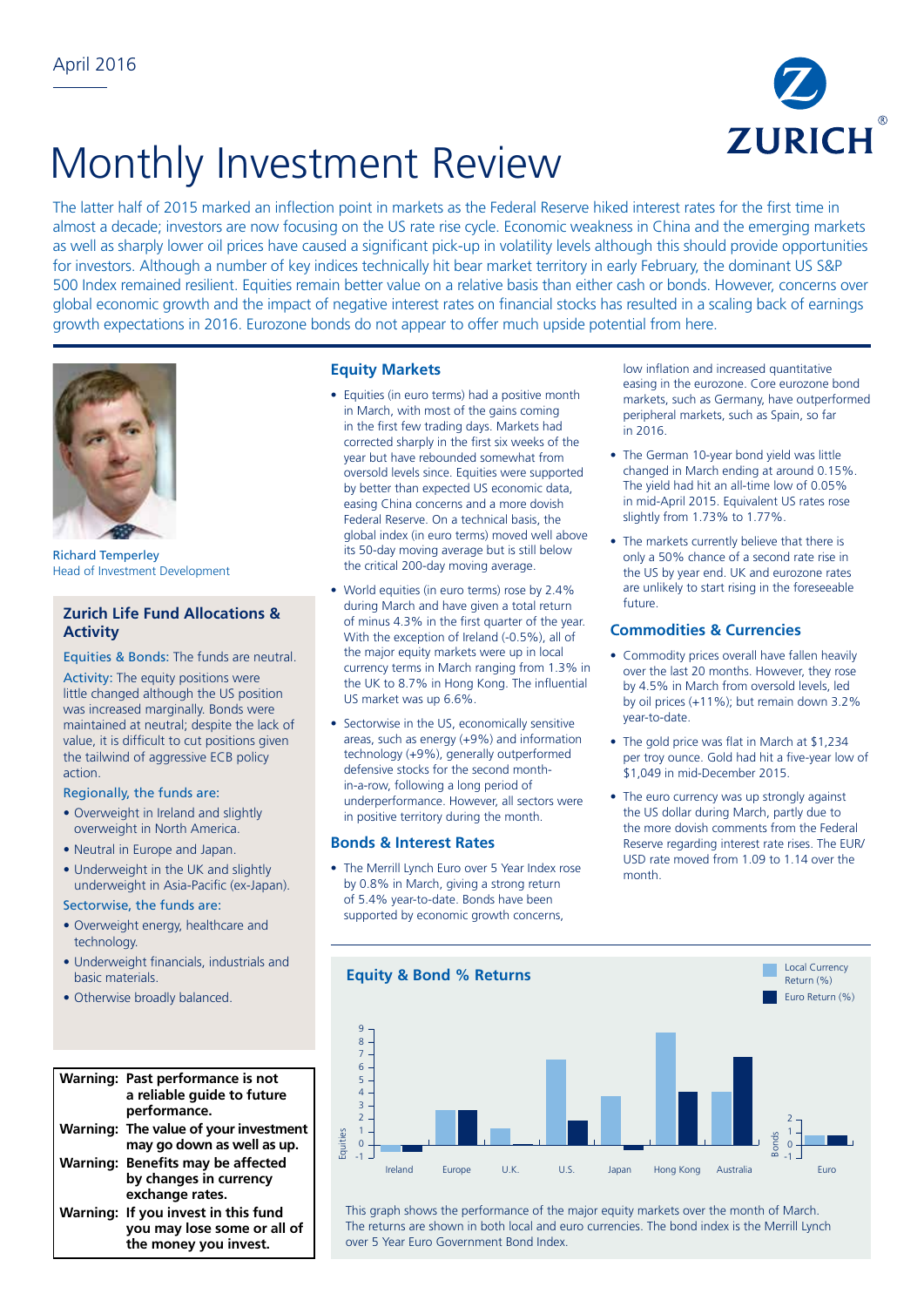April 2016

# Monthly Investment Review

The latter half of 2015 marked an inflection point in markets as the Federal Reserve hiked interest rates for the first time in almost a decade; investors are now focusing on the US rate rise cycle. Economic weakness in China and the emerging markets as well as sharply lower oil prices have caused a significant pick-up in volatility levels although this should provide opportunities for investors. Although a number of key indices technically hit bear market territory in early February, the dominant US S&P 500 Index remained resilient. Equities remain better value on a relative basis than either cash or bonds. However, concerns over global economic growth and the impact of negative interest rates on financial stocks has resulted in a scaling back of earnings growth expectations in 2016. Eurozone bonds do not appear to offer much upside potential from here.

Richard Temperley
Head of Investment Development

## Zurich Life Fund Allocations & Activity

Equities & Bonds: The funds are neutral.

Activity: The equity positions were little changed although the US position was increased marginally. Bonds were maintained at neutral; despite the lack of value, it is difficult to cut positions given the tailwind of aggressive ECB policy action.

Regionally, the funds are:

- Overweight in Ireland and slightly overweight in North America.
- Neutral in Europe and Japan.
- Underweight in the UK and slightly underweight in Asia-Pacific (ex-Japan).

Sectorwise, the funds are:

- Overweight energy, healthcare and technology.
- Underweight financials, industrials and basic materials.
- Otherwise broadly balanced.

**Warning: Past performance is not a reliable guide to future performance.**
**Warning: The value of your investment may go down as well as up.**
**Warning: Benefits may be affected by changes in currency exchange rates.**
**Warning: If you invest in this fund you may lose some or all of the money you invest.**

## Equity Markets

- Equities (in euro terms) had a positive month in March, with most of the gains coming in the first few trading days. Markets had corrected sharply in the first six weeks of the year but have rebounded somewhat from oversold levels since. Equities were supported by better than expected US economic data, easing China concerns and a more dovish Federal Reserve. On a technical basis, the global index (in euro terms) moved well above its 50-day moving average but is still below the critical 200-day moving average.
- World equities (in euro terms) rose by 2.4% during March and have given a total return of minus 4.3% in the first quarter of the year. With the exception of Ireland (-0.5%), all of the major equity markets were up in local currency terms in March ranging from 1.3% in the UK to 8.7% in Hong Kong. The influential US market was up 6.6%.
- Sectorwise in the US, economically sensitive areas, such as energy (+9%) and information technology (+9%), generally outperformed defensive stocks for the second month-in-a-row, following a long period of underperformance. However, all sectors were in positive territory during the month.

## Bonds & Interest Rates

- The Merrill Lynch Euro over 5 Year Index rose by 0.8% in March, giving a strong return of 5.4% year-to-date. Bonds have been supported by economic growth concerns, low inflation and increased quantitative easing in the eurozone. Core eurozone bond markets, such as Germany, have outperformed peripheral markets, such as Spain, so far in 2016.
- The German 10-year bond yield was little changed in March ending at around 0.15%. The yield had hit an all-time low of 0.05% in mid-April 2015. Equivalent US rates rose slightly from 1.73% to 1.77%.
- The markets currently believe that there is only a 50% chance of a second rate rise in the US by year end. UK and eurozone rates are unlikely to start rising in the foreseeable future.

## Commodities & Currencies

- Commodity prices overall have fallen heavily over the last 20 months. However, they rose by 4.5% in March from oversold levels, led by oil prices (+11%); but remain down 3.2% year-to-date.
- The gold price was flat in March at $1,234 per troy ounce. Gold had hit a five-year low of $1,049 in mid-December 2015.
- The euro currency was up strongly against the US dollar during March, partly due to the more dovish comments from the Federal Reserve regarding interest rate rises. The EUR/USD rate moved from 1.09 to 1.14 over the month.

## Equity & Bond % Returns

This graph shows the performance of the major equity markets over the month of March. The returns are shown in both local and euro currencies. The bond index is the Merrill Lynch over 5 Year Euro Government Bond Index.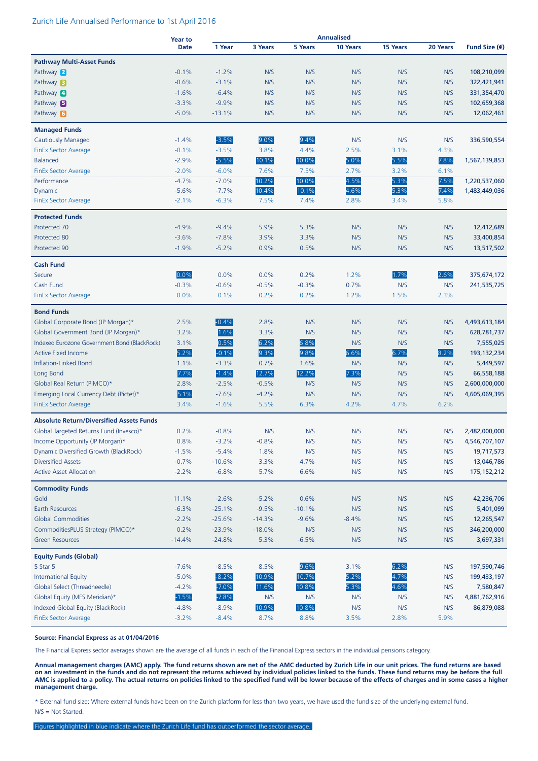## Zurich Life Annualised Performance to 1st April 2016

| | Year to Date | Annualised | | | | | | Fund Size (€) |
|---|---|---|---|---|---|---|---|---|
| | | 1 Year | 3 Years | 5 Years | 10 Years | 15 Years | 20 Years | |
| **Pathway Multi-Asset Funds** | | | | | | | | |
| Pathway 2 | -0.1% | -1.2% | N/S | N/S | N/S | N/S | N/S | 108,210,099 |
| Pathway 3 | -0.6% | -3.1% | N/S | N/S | N/S | N/S | N/S | 322,421,941 |
| Pathway 4 | -1.6% | -6.4% | N/S | N/S | N/S | N/S | N/S | 331,354,470 |
| Pathway 5 | -3.3% | -9.9% | N/S | N/S | N/S | N/S | N/S | 102,659,368 |
| Pathway 6 | -5.0% | -13.1% | N/S | N/S | N/S | N/S | N/S | 12,062,461 |
| **Managed Funds** | | | | | | | | |
| Cautiously Managed | -1.4% | -3.5% | 9.0% | 9.4% | N/S | N/S | N/S | 336,590,554 |
| FinEx Sector Average | -0.1% | -3.5% | 3.8% | 4.4% | 2.5% | 3.1% | 4.3% | |
| Balanced | -2.9% | -5.5% | 10.1% | 10.0% | 5.0% | 5.5% | 7.8% | 1,567,139,853 |
| FinEx Sector Average | -2.0% | -6.0% | 7.6% | 7.5% | 2.7% | 3.2% | 6.1% | |
| Performance | -4.7% | -7.0% | 10.2% | 10.0% | 4.5% | 5.3% | 7.5% | 1,220,537,060 |
| Dynamic | -5.6% | -7.7% | 10.4% | 10.1% | 4.6% | 5.3% | 7.4% | 1,483,449,036 |
| FinEx Sector Average | -2.1% | -6.3% | 7.5% | 7.4% | 2.8% | 3.4% | 5.8% | |
| **Protected Funds** | | | | | | | | |
| Protected 70 | -4.9% | -9.4% | 5.9% | 5.3% | N/S | N/S | N/S | 12,412,689 |
| Protected 80 | -3.6% | -7.8% | 3.9% | 3.3% | N/S | N/S | N/S | 33,400,854 |
| Protected 90 | -1.9% | -5.2% | 0.9% | 0.5% | N/S | N/S | N/S | 13,517,502 |
| **Cash Fund** | | | | | | | | |
| Secure | 0.0% | 0.0% | 0.0% | 0.2% | 1.2% | 1.7% | 2.6% | 375,674,172 |
| Cash Fund | -0.3% | -0.6% | -0.5% | -0.3% | 0.7% | N/S | N/S | 241,535,725 |
| FinEx Sector Average | 0.0% | 0.1% | 0.2% | 0.2% | 1.2% | 1.5% | 2.3% | |
| **Bond Funds** | | | | | | | | |
| Global Corporate Bond (JP Morgan)* | 2.5% | -0.4% | 2.8% | N/S | N/S | N/S | N/S | 4,493,613,184 |
| Global Government Bond (JP Morgan)* | 3.2% | 1.6% | 3.3% | N/S | N/S | N/S | N/S | 628,781,737 |
| Indexed Eurozone Government Bond (BlackRock) | 3.1% | 0.5% | 6.2% | 6.8% | N/S | N/S | N/S | 7,555,025 |
| Active Fixed Income | 5.2% | -0.1% | 9.3% | 9.8% | 6.6% | 6.7% | 8.2% | 193,132,234 |
| Inflation-Linked Bond | 1.1% | -3.3% | 0.7% | 1.6% | N/S | N/S | N/S | 5,449,597 |
| Long Bond | 7.7% | -1.4% | 12.7% | 12.2% | 7.3% | N/S | N/S | 66,558,188 |
| Global Real Return (PIMCO)* | 2.8% | -2.5% | -0.5% | N/S | N/S | N/S | N/S | 2,600,000,000 |
| Emerging Local Currency Debt (Pictet)* | 5.1% | -7.6% | -4.2% | N/S | N/S | N/S | N/S | 4,605,069,395 |
| FinEx Sector Average | 3.4% | -1.6% | 5.5% | 6.3% | 4.2% | 4.7% | 6.2% | |
| **Absolute Return/Diversified Assets Funds** | | | | | | | | |
| Global Targeted Returns Fund (Invesco)* | 0.2% | -0.8% | N/S | N/S | N/S | N/S | N/S | 2,482,000,000 |
| Income Opportunity (JP Morgan)* | 0.8% | -3.2% | -0.8% | N/S | N/S | N/S | N/S | 4,546,707,107 |
| Dynamic Diversified Growth (BlackRock) | -1.5% | -5.4% | 1.8% | N/S | N/S | N/S | N/S | 19,717,573 |
| Diversified Assets | -0.7% | -10.6% | 3.3% | 4.7% | N/S | N/S | N/S | 13,046,786 |
| Active Asset Allocation | -2.2% | -6.8% | 5.7% | 6.6% | N/S | N/S | N/S | 175,152,212 |
| **Commodity Funds** | | | | | | | | |
| Gold | 11.1% | -2.6% | -5.2% | 0.6% | N/S | N/S | N/S | 42,236,706 |
| Earth Resources | -6.3% | -25.1% | -9.5% | -10.1% | N/S | N/S | N/S | 5,401,099 |
| Global Commodities | -2.2% | -25.6% | -14.3% | -9.6% | -8.4% | N/S | N/S | 12,265,547 |
| CommoditiesPLUS Strategy (PIMCO)* | 0.2% | -23.9% | -18.0% | N/S | N/S | N/S | N/S | 346,200,000 |
| Green Resources | -14.4% | -24.8% | 5.3% | -6.5% | N/S | N/S | N/S | 3,697,331 |
| **Equity Funds (Global)** | | | | | | | | |
| 5 Star 5 | -7.6% | -8.5% | 8.5% | 9.6% | 3.1% | 6.2% | N/S | 197,590,746 |
| International Equity | -5.0% | -8.2% | 10.9% | 10.7% | 5.2% | 4.7% | N/S | 199,433,197 |
| Global Select (Threadneedle) | -4.2% | -7.0% | 11.6% | 10.8% | 5.3% | 4.6% | N/S | 7,580,847 |
| Global Equity (MFS Meridian)* | -1.5% | -7.8% | N/S | N/S | N/S | N/S | N/S | 4,881,762,916 |
| Indexed Global Equity (BlackRock) | -4.8% | -8.9% | 10.9% | 10.8% | N/S | N/S | N/S | 86,879,088 |
| FinEx Sector Average | -3.2% | -8.4% | 8.7% | 8.8% | 3.5% | 2.8% | 5.9% | |

**Source: Financial Express as at 01/04/2016**

The Financial Express sector averages shown are the average of all funds in each of the Financial Express sectors in the individual pensions category.

**Annual management charges (AMC) apply. The fund returns shown are net of the AMC deducted by Zurich Life in our unit prices. The fund returns are based on an investment in the funds and do not represent the returns achieved by individual policies linked to the funds. These fund returns may be before the full AMC is applied to a policy. The actual returns on policies linked to the specified fund will be lower because of the effects of charges and in some cases a higher management charge.**

* External fund size: Where external funds have been on the Zurich platform for less than two years, we have used the fund size of the underlying external fund.

N/S = Not Started.

Figures highlighted in blue indicate where the Zurich Life fund has outperformed the sector average.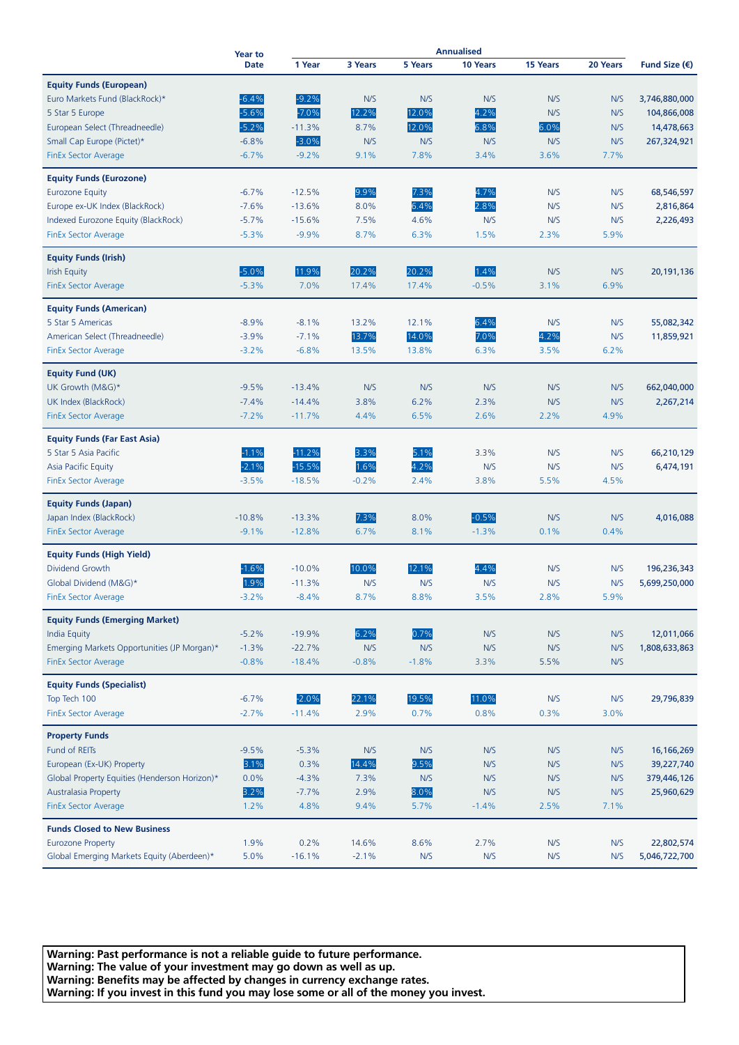| | Year to Date | Annualised | | | | | | Fund Size (€) |
|---|---|---|---|---|---|---|---|---|
| | | 1 Year | 3 Years | 5 Years | 10 Years | 15 Years | 20 Years | |
| **Equity Funds (European)** | | | | | | | | |
| Euro Markets Fund (BlackRock)* | -6.4% | -9.2% | N/S | N/S | N/S | N/S | N/S | 3,746,880,000 |
| 5 Star 5 Europe | -5.6% | -7.0% | 12.2% | 12.0% | 4.2% | N/S | N/S | 104,866,008 |
| European Select (Threadneedle) | -5.2% | -11.3% | 8.7% | 12.0% | 6.8% | 6.0% | N/S | 14,478,663 |
| Small Cap Europe (Pictet)* | -6.8% | -3.0% | N/S | N/S | N/S | N/S | N/S | 267,324,921 |
| FinEx Sector Average | -6.7% | -9.2% | 9.1% | 7.8% | 3.4% | 3.6% | 7.7% | |
| **Equity Funds (Eurozone)** | | | | | | | | |
| Eurozone Equity | -6.7% | -12.5% | 9.9% | 7.3% | 4.7% | N/S | N/S | 68,546,597 |
| Europe ex-UK Index (BlackRock) | -7.6% | -13.6% | 8.0% | 6.4% | 2.8% | N/S | N/S | 2,816,864 |
| Indexed Eurozone Equity (BlackRock) | -5.7% | -15.6% | 7.5% | 4.6% | N/S | N/S | N/S | 2,226,493 |
| FinEx Sector Average | -5.3% | -9.9% | 8.7% | 6.3% | 1.5% | 2.3% | 5.9% | |
| **Equity Funds (Irish)** | | | | | | | | |
| Irish Equity | -5.0% | 11.9% | 20.2% | 20.2% | 1.4% | N/S | N/S | 20,191,136 |
| FinEx Sector Average | -5.3% | 7.0% | 17.4% | 17.4% | -0.5% | 3.1% | 6.9% | |
| **Equity Funds (American)** | | | | | | | | |
| 5 Star 5 Americas | -8.9% | -8.1% | 13.2% | 12.1% | 6.4% | N/S | N/S | 55,082,342 |
| American Select (Threadneedle) | -3.9% | -7.1% | 13.7% | 14.0% | 7.0% | 4.2% | N/S | 11,859,921 |
| FinEx Sector Average | -3.2% | -6.8% | 13.5% | 13.8% | 6.3% | 3.5% | 6.2% | |
| **Equity Fund (UK)** | | | | | | | | |
| UK Growth (M&G)* | -9.5% | -13.4% | N/S | N/S | N/S | N/S | N/S | 662,040,000 |
| UK Index (BlackRock) | -7.4% | -14.4% | 3.8% | 6.2% | 2.3% | N/S | N/S | 2,267,214 |
| FinEx Sector Average | -7.2% | -11.7% | 4.4% | 6.5% | 2.6% | 2.2% | 4.9% | |
| **Equity Funds (Far East Asia)** | | | | | | | | |
| 5 Star 5 Asia Pacific | -1.1% | -11.2% | 3.3% | 5.1% | 3.3% | N/S | N/S | 66,210,129 |
| Asia Pacific Equity | -2.1% | -15.5% | 1.6% | 4.2% | N/S | N/S | N/S | 6,474,191 |
| FinEx Sector Average | -3.5% | -18.5% | -0.2% | 2.4% | 3.8% | 5.5% | 4.5% | |
| **Equity Funds (Japan)** | | | | | | | | |
| Japan Index (BlackRock) | -10.8% | -13.3% | 7.3% | 8.0% | -0.5% | N/S | N/S | 4,016,088 |
| FinEx Sector Average | -9.1% | -12.8% | 6.7% | 8.1% | -1.3% | 0.1% | 0.4% | |
| **Equity Funds (High Yield)** | | | | | | | | |
| Dividend Growth | -1.6% | -10.0% | 10.0% | 12.1% | 4.4% | N/S | N/S | 196,236,343 |
| Global Dividend (M&G)* | 1.9% | -11.3% | N/S | N/S | N/S | N/S | N/S | 5,699,250,000 |
| FinEx Sector Average | -3.2% | -8.4% | 8.7% | 8.8% | 3.5% | 2.8% | 5.9% | |
| **Equity Funds (Emerging Market)** | | | | | | | | |
| India Equity | -5.2% | -19.9% | 6.2% | 0.7% | N/S | N/S | N/S | 12,011,066 |
| Emerging Markets Opportunities (JP Morgan)* | -1.3% | -22.7% | N/S | N/S | N/S | N/S | N/S | 1,808,633,863 |
| FinEx Sector Average | -0.8% | -18.4% | -0.8% | -1.8% | 3.3% | 5.5% | N/S | |
| **Equity Funds (Specialist)** | | | | | | | | |
| Top Tech 100 | -6.7% | -2.0% | 22.1% | 19.5% | 11.0% | N/S | N/S | 29,796,839 |
| FinEx Sector Average | -2.7% | -11.4% | 2.9% | 0.7% | 0.8% | 0.3% | 3.0% | |
| **Property Funds** | | | | | | | | |
| Fund of REITs | -9.5% | -5.3% | N/S | N/S | N/S | N/S | N/S | 16,166,269 |
| European (Ex-UK) Property | 3.1% | 0.3% | 14.4% | 9.5% | N/S | N/S | N/S | 39,227,740 |
| Global Property Equities (Henderson Horizon)* | 0.0% | -4.3% | 7.3% | N/S | N/S | N/S | N/S | 379,446,126 |
| Australasia Property | 3.2% | -7.7% | 2.9% | 8.0% | N/S | N/S | N/S | 25,960,629 |
| FinEx Sector Average | 1.2% | 4.8% | 9.4% | 5.7% | -1.4% | 2.5% | 7.1% | |
| **Funds Closed to New Business** | | | | | | | | |
| Eurozone Property | 1.9% | 0.2% | 14.6% | 8.6% | 2.7% | N/S | N/S | 22,802,574 |
| Global Emerging Markets Equity (Aberdeen)* | 5.0% | -16.1% | -2.1% | N/S | N/S | N/S | N/S | 5,046,722,700 |

**Warning: Past performance is not a reliable guide to future performance.**
**Warning: The value of your investment may go down as well as up.**
**Warning: Benefits may be affected by changes in currency exchange rates.**
**Warning: If you invest in this fund you may lose some or all of the money you invest.**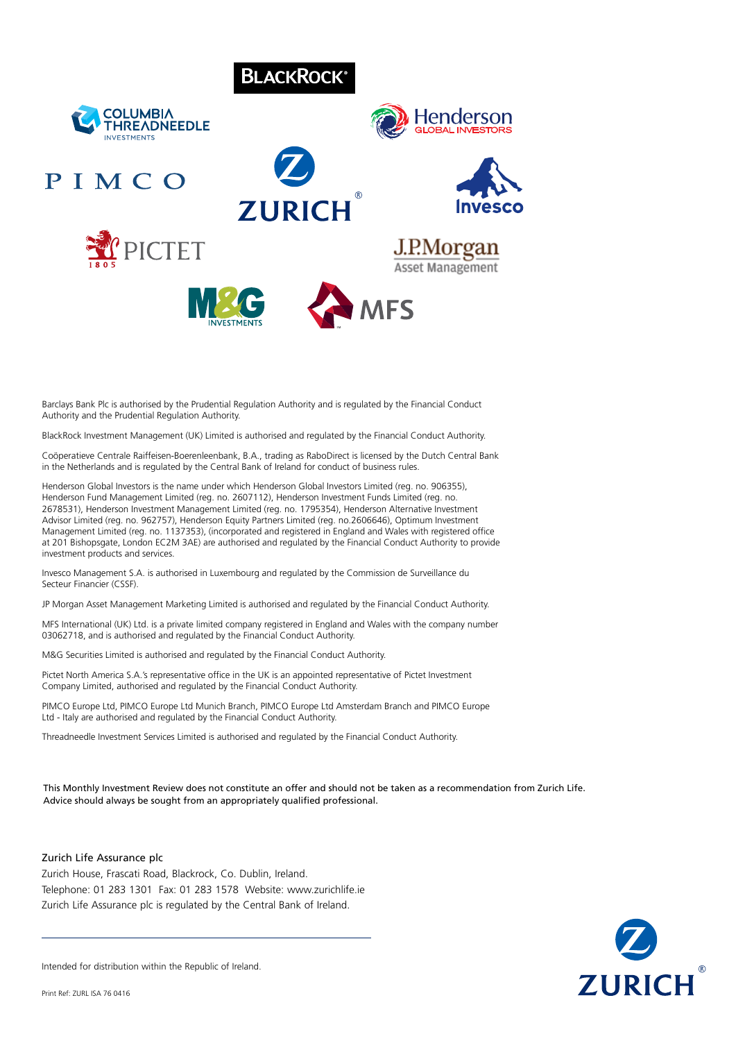Barclays Bank Plc is authorised by the Prudential Regulation Authority and is regulated by the Financial Conduct Authority and the Prudential Regulation Authority.

BlackRock Investment Management (UK) Limited is authorised and regulated by the Financial Conduct Authority.

Coöperatieve Centrale Raiffeisen-Boerenleenbank, B.A., trading as RaboDirect is licensed by the Dutch Central Bank in the Netherlands and is regulated by the Central Bank of Ireland for conduct of business rules.

Henderson Global Investors is the name under which Henderson Global Investors Limited (reg. no. 906355), Henderson Fund Management Limited (reg. no. 2607112), Henderson Investment Funds Limited (reg. no. 2678531), Henderson Investment Management Limited (reg. no. 1795354), Henderson Alternative Investment Advisor Limited (reg. no. 962757), Henderson Equity Partners Limited (reg. no.2606646), Optimum Investment Management Limited (reg. no. 1137353), (incorporated and registered in England and Wales with registered office at 201 Bishopsgate, London EC2M 3AE) are authorised and regulated by the Financial Conduct Authority to provide investment products and services.

Invesco Management S.A. is authorised in Luxembourg and regulated by the Commission de Surveillance du Secteur Financier (CSSF).

JP Morgan Asset Management Marketing Limited is authorised and regulated by the Financial Conduct Authority.

MFS International (UK) Ltd. is a private limited company registered in England and Wales with the company number 03062718, and is authorised and regulated by the Financial Conduct Authority.

M&G Securities Limited is authorised and regulated by the Financial Conduct Authority.

Pictet North America S.A.'s representative office in the UK is an appointed representative of Pictet Investment Company Limited, authorised and regulated by the Financial Conduct Authority.

PIMCO Europe Ltd, PIMCO Europe Ltd Munich Branch, PIMCO Europe Ltd Amsterdam Branch and PIMCO Europe Ltd - Italy are authorised and regulated by the Financial Conduct Authority.

Threadneedle Investment Services Limited is authorised and regulated by the Financial Conduct Authority.

This Monthly Investment Review does not constitute an offer and should not be taken as a recommendation from Zurich Life. Advice should always be sought from an appropriately qualified professional.

Zurich Life Assurance plc
Zurich House, Frascati Road, Blackrock, Co. Dublin, Ireland.
Telephone: 01 283 1301 Fax: 01 283 1578 Website: www.zurichlife.ie
Zurich Life Assurance plc is regulated by the Central Bank of Ireland.

Intended for distribution within the Republic of Ireland.

Print Ref: ZURL ISA 76 0416